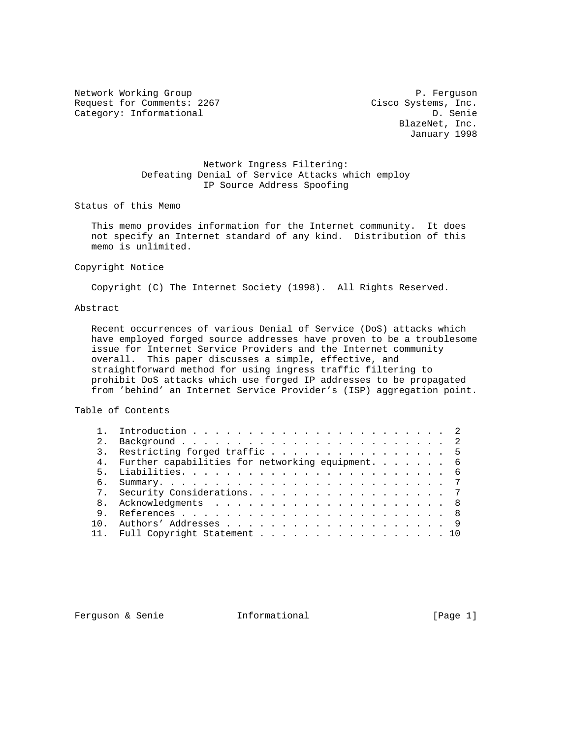Network Working Group P. Ferguson
Request for Comments: 2267 Cisco Systems, Inc.
Category: Informational D. Senie
BlazeNet, Inc.
January 1998

# Network Ingress Filtering: Defeating Denial of Service Attacks which employ IP Source Address Spoofing

## Status of this Memo

This memo provides information for the Internet community. It does not specify an Internet standard of any kind. Distribution of this memo is unlimited.

## Copyright Notice

Copyright (C) The Internet Society (1998). All Rights Reserved.

## Abstract

Recent occurrences of various Denial of Service (DoS) attacks which have employed forged source addresses have proven to be a troublesome issue for Internet Service Providers and the Internet community overall. This paper discusses a simple, effective, and straightforward method for using ingress traffic filtering to prohibit DoS attacks which use forged IP addresses to be propagated from 'behind' an Internet Service Provider's (ISP) aggregation point.

## Table of Contents

| | | |
|---|---|---|
| 1. | Introduction | 2 |
| 2. | Background | 2 |
| 3. | Restricting forged traffic | 5 |
| 4. | Further capabilities for networking equipment | 6 |
| 5. | Liabilities | 6 |
| 6. | Summary | 7 |
| 7. | Security Considerations | 7 |
| 8. | Acknowledgments | 8 |
| 9. | References | 8 |
| 10. | Authors' Addresses | 9 |
| 11. | Full Copyright Statement | 10 |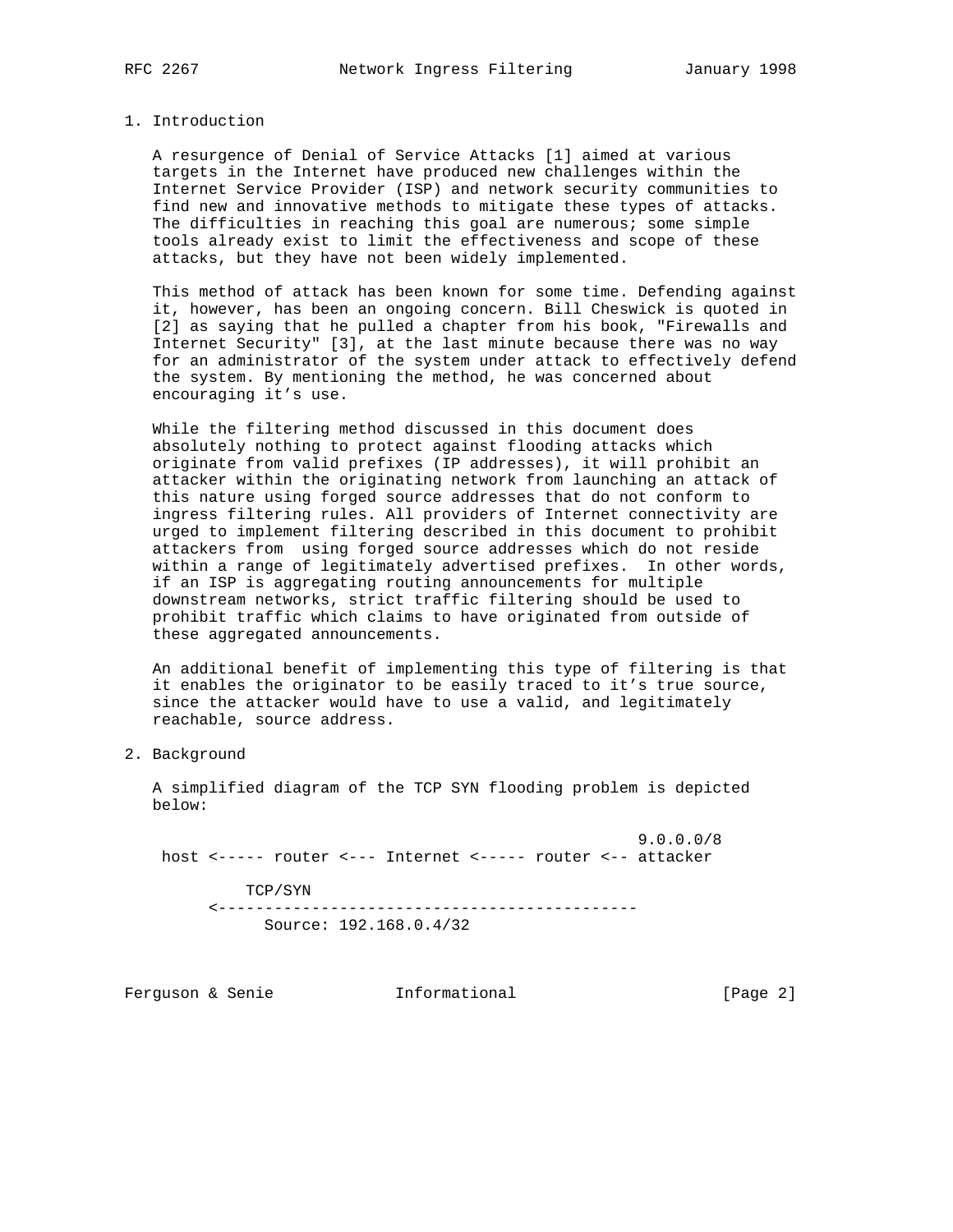## 1. Introduction

A resurgence of Denial of Service Attacks [1] aimed at various targets in the Internet have produced new challenges within the Internet Service Provider (ISP) and network security communities to find new and innovative methods to mitigate these types of attacks. The difficulties in reaching this goal are numerous; some simple tools already exist to limit the effectiveness and scope of these attacks, but they have not been widely implemented.

This method of attack has been known for some time. Defending against it, however, has been an ongoing concern. Bill Cheswick is quoted in [2] as saying that he pulled a chapter from his book, "Firewalls and Internet Security" [3], at the last minute because there was no way for an administrator of the system under attack to effectively defend the system. By mentioning the method, he was concerned about encouraging it's use.

While the filtering method discussed in this document does absolutely nothing to protect against flooding attacks which originate from valid prefixes (IP addresses), it will prohibit an attacker within the originating network from launching an attack of this nature using forged source addresses that do not conform to ingress filtering rules. All providers of Internet connectivity are urged to implement filtering described in this document to prohibit attackers from using forged source addresses which do not reside within a range of legitimately advertised prefixes. In other words, if an ISP is aggregating routing announcements for multiple downstream networks, strict traffic filtering should be used to prohibit traffic which claims to have originated from outside of these aggregated announcements.

An additional benefit of implementing this type of filtering is that it enables the originator to be easily traced to it's true source, since the attacker would have to use a valid, and legitimately reachable, source address.

## 2. Background

A simplified diagram of the TCP SYN flooding problem is depicted below:

```
                                                         9.0.0.0/8
 host <----- router <--- Internet <----- router <-- attacker

          TCP/SYN
     <---------------------------------------------
            Source: 192.168.0.4/32
```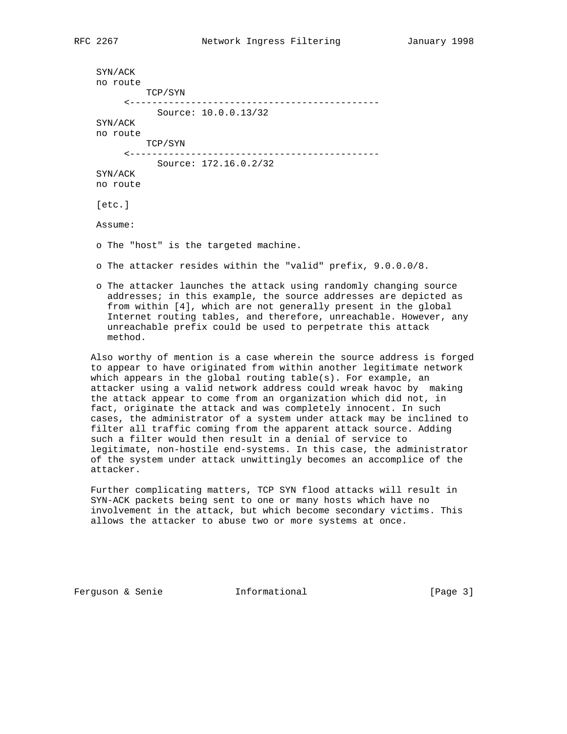```
     SYN/ACK
     no route
              TCP/SYN
          <---------------------------------------------
                Source: 10.0.0.13/32
     SYN/ACK
     no route
              TCP/SYN
          <---------------------------------------------
                Source: 172.16.0.2/32
     SYN/ACK
     no route

     [etc.]
```

Assume:

- o The "host" is the targeted machine.
- o The attacker resides within the "valid" prefix, 9.0.0.0/8.
- o The attacker launches the attack using randomly changing source addresses; in this example, the source addresses are depicted as from within [4], which are not generally present in the global Internet routing tables, and therefore, unreachable. However, any unreachable prefix could be used to perpetrate this attack method.

Also worthy of mention is a case wherein the source address is forged to appear to have originated from within another legitimate network which appears in the global routing table(s). For example, an attacker using a valid network address could wreak havoc by making the attack appear to come from an organization which did not, in fact, originate the attack and was completely innocent. In such cases, the administrator of a system under attack may be inclined to filter all traffic coming from the apparent attack source. Adding such a filter would then result in a denial of service to legitimate, non-hostile end-systems. In this case, the administrator of the system under attack unwittingly becomes an accomplice of the attacker.

Further complicating matters, TCP SYN flood attacks will result in SYN-ACK packets being sent to one or many hosts which have no involvement in the attack, but which become secondary victims. This allows the attacker to abuse two or more systems at once.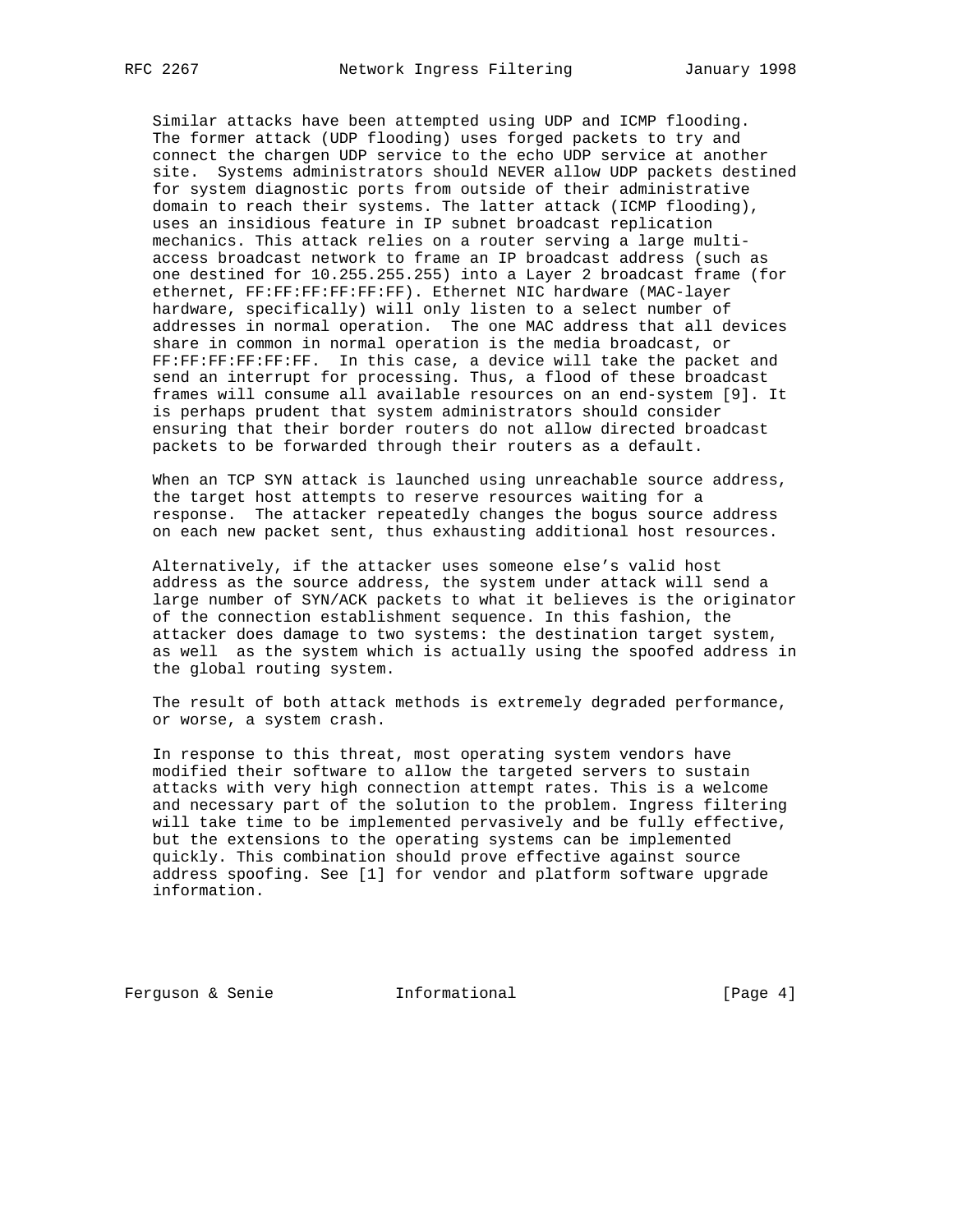Similar attacks have been attempted using UDP and ICMP flooding. The former attack (UDP flooding) uses forged packets to try and connect the chargen UDP service to the echo UDP service at another site. Systems administrators should NEVER allow UDP packets destined for system diagnostic ports from outside of their administrative domain to reach their systems. The latter attack (ICMP flooding), uses an insidious feature in IP subnet broadcast replication mechanics. This attack relies on a router serving a large multi-access broadcast network to frame an IP broadcast address (such as one destined for 10.255.255.255) into a Layer 2 broadcast frame (for ethernet, FF:FF:FF:FF:FF:FF). Ethernet NIC hardware (MAC-layer hardware, specifically) will only listen to a select number of addresses in normal operation. The one MAC address that all devices share in common in normal operation is the media broadcast, or FF:FF:FF:FF:FF:FF. In this case, a device will take the packet and send an interrupt for processing. Thus, a flood of these broadcast frames will consume all available resources on an end-system [9]. It is perhaps prudent that system administrators should consider ensuring that their border routers do not allow directed broadcast packets to be forwarded through their routers as a default.

When an TCP SYN attack is launched using unreachable source address, the target host attempts to reserve resources waiting for a response. The attacker repeatedly changes the bogus source address on each new packet sent, thus exhausting additional host resources.

Alternatively, if the attacker uses someone else's valid host address as the source address, the system under attack will send a large number of SYN/ACK packets to what it believes is the originator of the connection establishment sequence. In this fashion, the attacker does damage to two systems: the destination target system, as well as the system which is actually using the spoofed address in the global routing system.

The result of both attack methods is extremely degraded performance, or worse, a system crash.

In response to this threat, most operating system vendors have modified their software to allow the targeted servers to sustain attacks with very high connection attempt rates. This is a welcome and necessary part of the solution to the problem. Ingress filtering will take time to be implemented pervasively and be fully effective, but the extensions to the operating systems can be implemented quickly. This combination should prove effective against source address spoofing. See [1] for vendor and platform software upgrade information.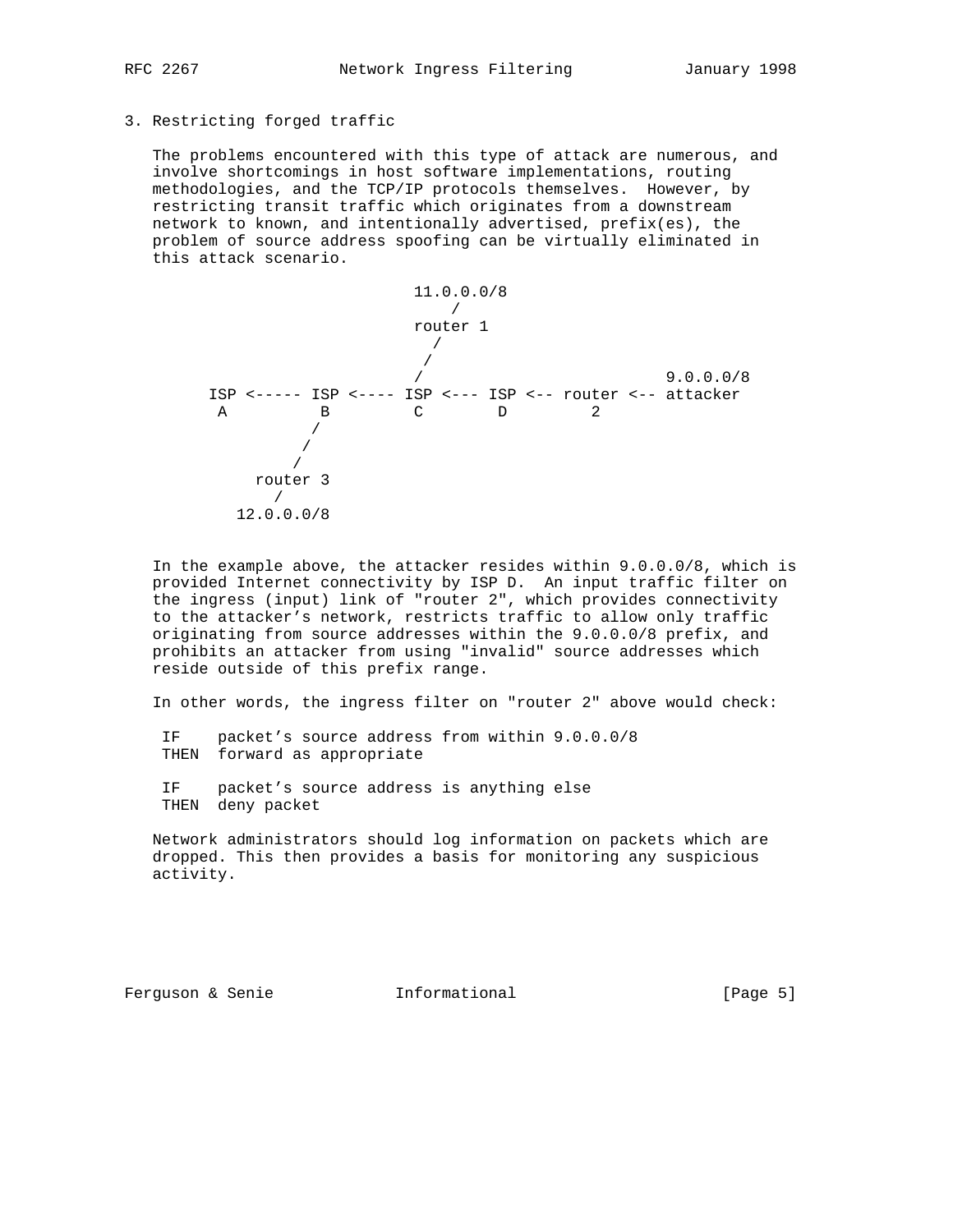## 3. Restricting forged traffic

The problems encountered with this type of attack are numerous, and involve shortcomings in host software implementations, routing methodologies, and the TCP/IP protocols themselves. However, by restricting transit traffic which originates from a downstream network to known, and intentionally advertised, prefix(es), the problem of source address spoofing can be virtually eliminated in this attack scenario.

```
                            11.0.0.0/8
                                /
                            router 1
                              /
                             /
                            /                                 9.0.0.0/8
      ISP <----- ISP <---- ISP <--- ISP <-- router <-- attacker
       A          B         C        D         2
                 /
                /
               /
          router 3
             /
         12.0.0.0/8
```

In the example above, the attacker resides within 9.0.0.0/8, which is provided Internet connectivity by ISP D. An input traffic filter on the ingress (input) link of "router 2", which provides connectivity to the attacker's network, restricts traffic to allow only traffic originating from source addresses within the 9.0.0.0/8 prefix, and prohibits an attacker from using "invalid" source addresses which reside outside of this prefix range.

In other words, the ingress filter on "router 2" above would check:

```
 IF    packet's source address from within 9.0.0.0/8
 THEN  forward as appropriate

 IF    packet's source address is anything else
 THEN  deny packet
```

Network administrators should log information on packets which are dropped. This then provides a basis for monitoring any suspicious activity.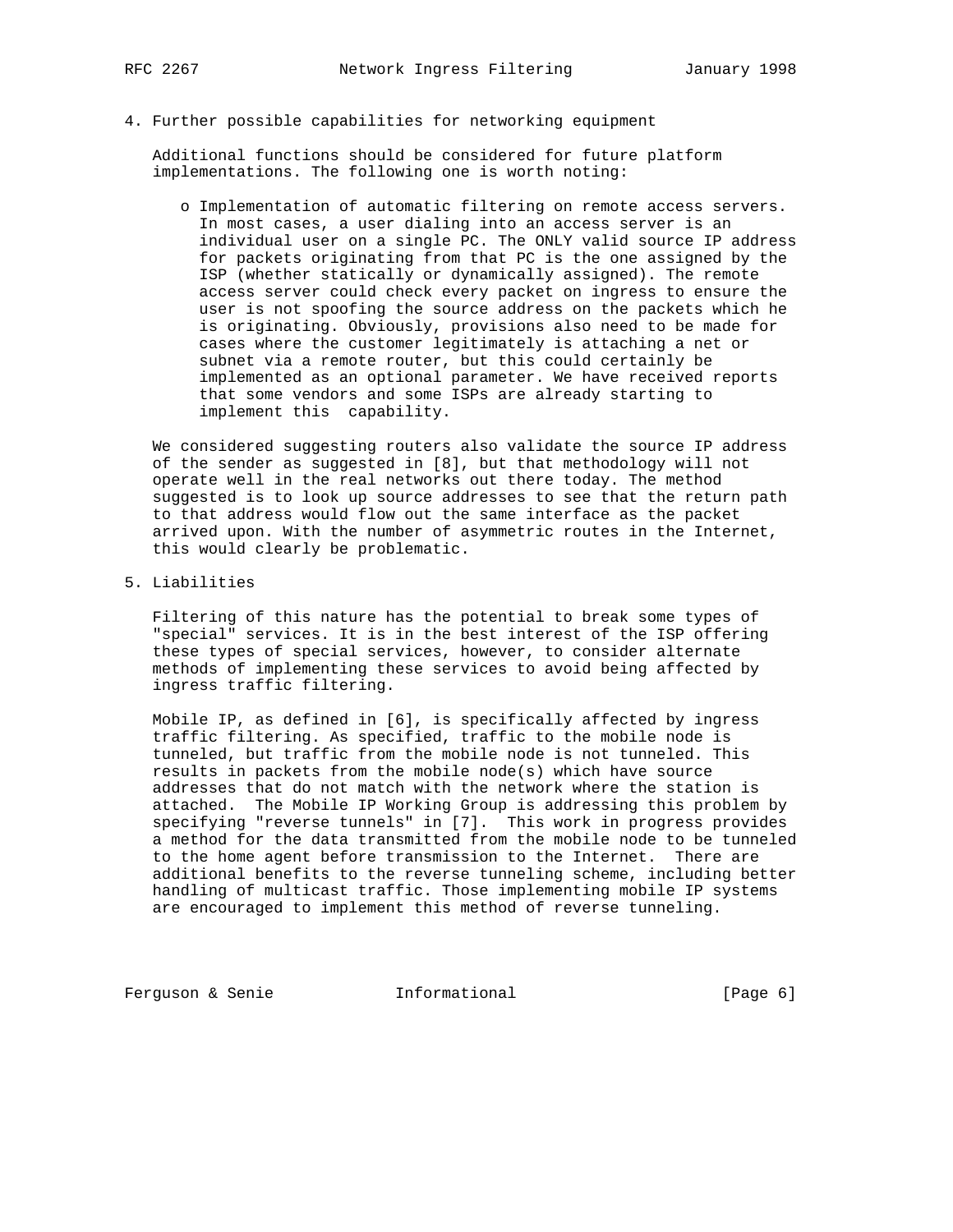## 4. Further possible capabilities for networking equipment

Additional functions should be considered for future platform implementations. The following one is worth noting:

- Implementation of automatic filtering on remote access servers. In most cases, a user dialing into an access server is an individual user on a single PC. The ONLY valid source IP address for packets originating from that PC is the one assigned by the ISP (whether statically or dynamically assigned). The remote access server could check every packet on ingress to ensure the user is not spoofing the source address on the packets which he is originating. Obviously, provisions also need to be made for cases where the customer legitimately is attaching a net or subnet via a remote router, but this could certainly be implemented as an optional parameter. We have received reports that some vendors and some ISPs are already starting to implement this capability.

We considered suggesting routers also validate the source IP address of the sender as suggested in [8], but that methodology will not operate well in the real networks out there today. The method suggested is to look up source addresses to see that the return path to that address would flow out the same interface as the packet arrived upon. With the number of asymmetric routes in the Internet, this would clearly be problematic.

## 5. Liabilities

Filtering of this nature has the potential to break some types of "special" services. It is in the best interest of the ISP offering these types of special services, however, to consider alternate methods of implementing these services to avoid being affected by ingress traffic filtering.

Mobile IP, as defined in [6], is specifically affected by ingress traffic filtering. As specified, traffic to the mobile node is tunneled, but traffic from the mobile node is not tunneled. This results in packets from the mobile node(s) which have source addresses that do not match with the network where the station is attached. The Mobile IP Working Group is addressing this problem by specifying "reverse tunnels" in [7]. This work in progress provides a method for the data transmitted from the mobile node to be tunneled to the home agent before transmission to the Internet. There are additional benefits to the reverse tunneling scheme, including better handling of multicast traffic. Those implementing mobile IP systems are encouraged to implement this method of reverse tunneling.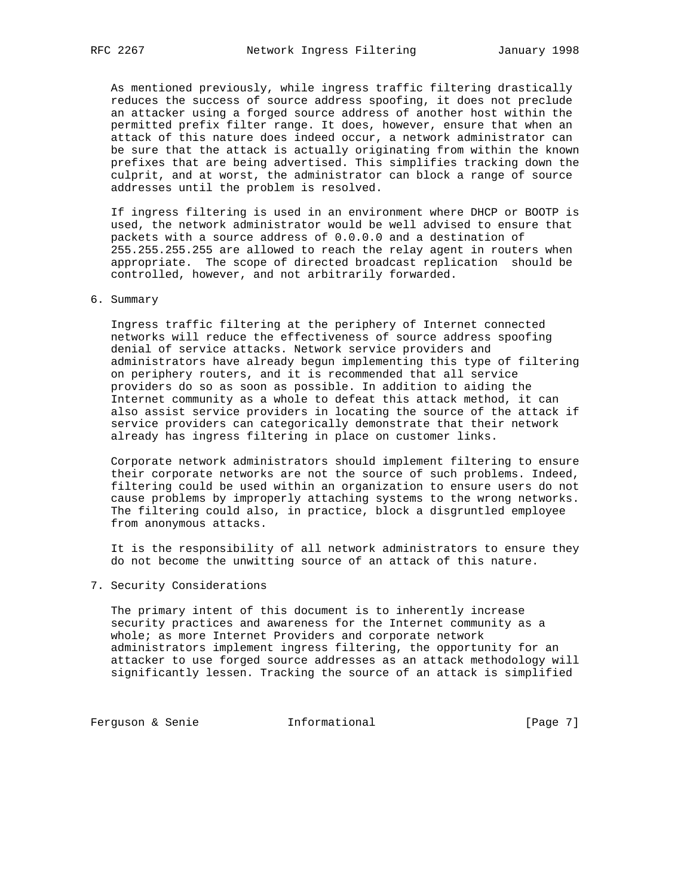As mentioned previously, while ingress traffic filtering drastically reduces the success of source address spoofing, it does not preclude an attacker using a forged source address of another host within the permitted prefix filter range. It does, however, ensure that when an attack of this nature does indeed occur, a network administrator can be sure that the attack is actually originating from within the known prefixes that are being advertised. This simplifies tracking down the culprit, and at worst, the administrator can block a range of source addresses until the problem is resolved.

If ingress filtering is used in an environment where DHCP or BOOTP is used, the network administrator would be well advised to ensure that packets with a source address of 0.0.0.0 and a destination of 255.255.255.255 are allowed to reach the relay agent in routers when appropriate. The scope of directed broadcast replication should be controlled, however, and not arbitrarily forwarded.

## 6. Summary

Ingress traffic filtering at the periphery of Internet connected networks will reduce the effectiveness of source address spoofing denial of service attacks. Network service providers and administrators have already begun implementing this type of filtering on periphery routers, and it is recommended that all service providers do so as soon as possible. In addition to aiding the Internet community as a whole to defeat this attack method, it can also assist service providers in locating the source of the attack if service providers can categorically demonstrate that their network already has ingress filtering in place on customer links.

Corporate network administrators should implement filtering to ensure their corporate networks are not the source of such problems. Indeed, filtering could be used within an organization to ensure users do not cause problems by improperly attaching systems to the wrong networks. The filtering could also, in practice, block a disgruntled employee from anonymous attacks.

It is the responsibility of all network administrators to ensure they do not become the unwitting source of an attack of this nature.

## 7. Security Considerations

The primary intent of this document is to inherently increase security practices and awareness for the Internet community as a whole; as more Internet Providers and corporate network administrators implement ingress filtering, the opportunity for an attacker to use forged source addresses as an attack methodology will significantly lessen. Tracking the source of an attack is simplified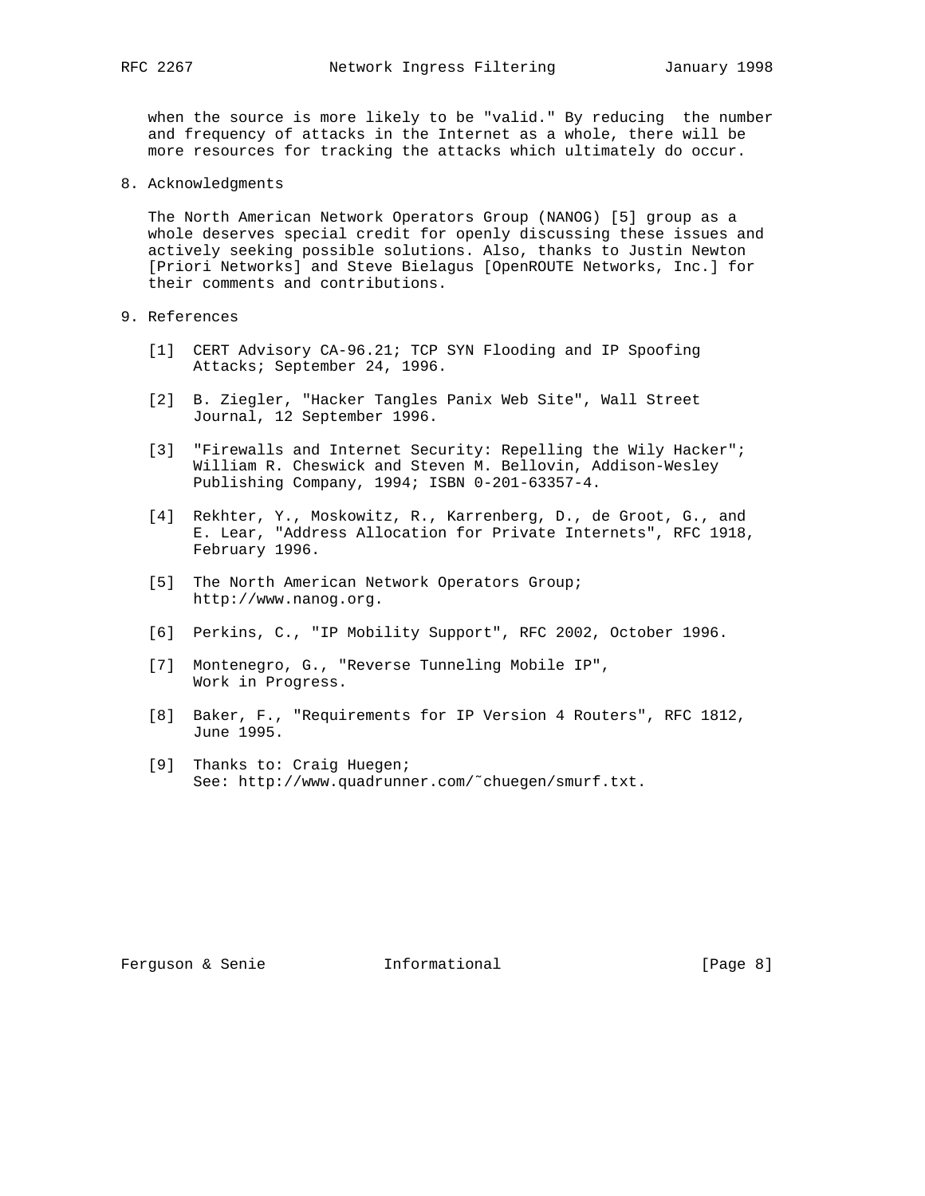when the source is more likely to be "valid." By reducing the number and frequency of attacks in the Internet as a whole, there will be more resources for tracking the attacks which ultimately do occur.

## 8. Acknowledgments

The North American Network Operators Group (NANOG) [5] group as a whole deserves special credit for openly discussing these issues and actively seeking possible solutions. Also, thanks to Justin Newton [Priori Networks] and Steve Bielagus [OpenROUTE Networks, Inc.] for their comments and contributions.

## 9. References

[1] CERT Advisory CA-96.21; TCP SYN Flooding and IP Spoofing Attacks; September 24, 1996.

[2] B. Ziegler, "Hacker Tangles Panix Web Site", Wall Street Journal, 12 September 1996.

[3] "Firewalls and Internet Security: Repelling the Wily Hacker"; William R. Cheswick and Steven M. Bellovin, Addison-Wesley Publishing Company, 1994; ISBN 0-201-63357-4.

[4] Rekhter, Y., Moskowitz, R., Karrenberg, D., de Groot, G., and E. Lear, "Address Allocation for Private Internets", RFC 1918, February 1996.

[5] The North American Network Operators Group; http://www.nanog.org.

[6] Perkins, C., "IP Mobility Support", RFC 2002, October 1996.

[7] Montenegro, G., "Reverse Tunneling Mobile IP", Work in Progress.

[8] Baker, F., "Requirements for IP Version 4 Routers", RFC 1812, June 1995.

[9] Thanks to: Craig Huegen; See: http://www.quadrunner.com/~chuegen/smurf.txt.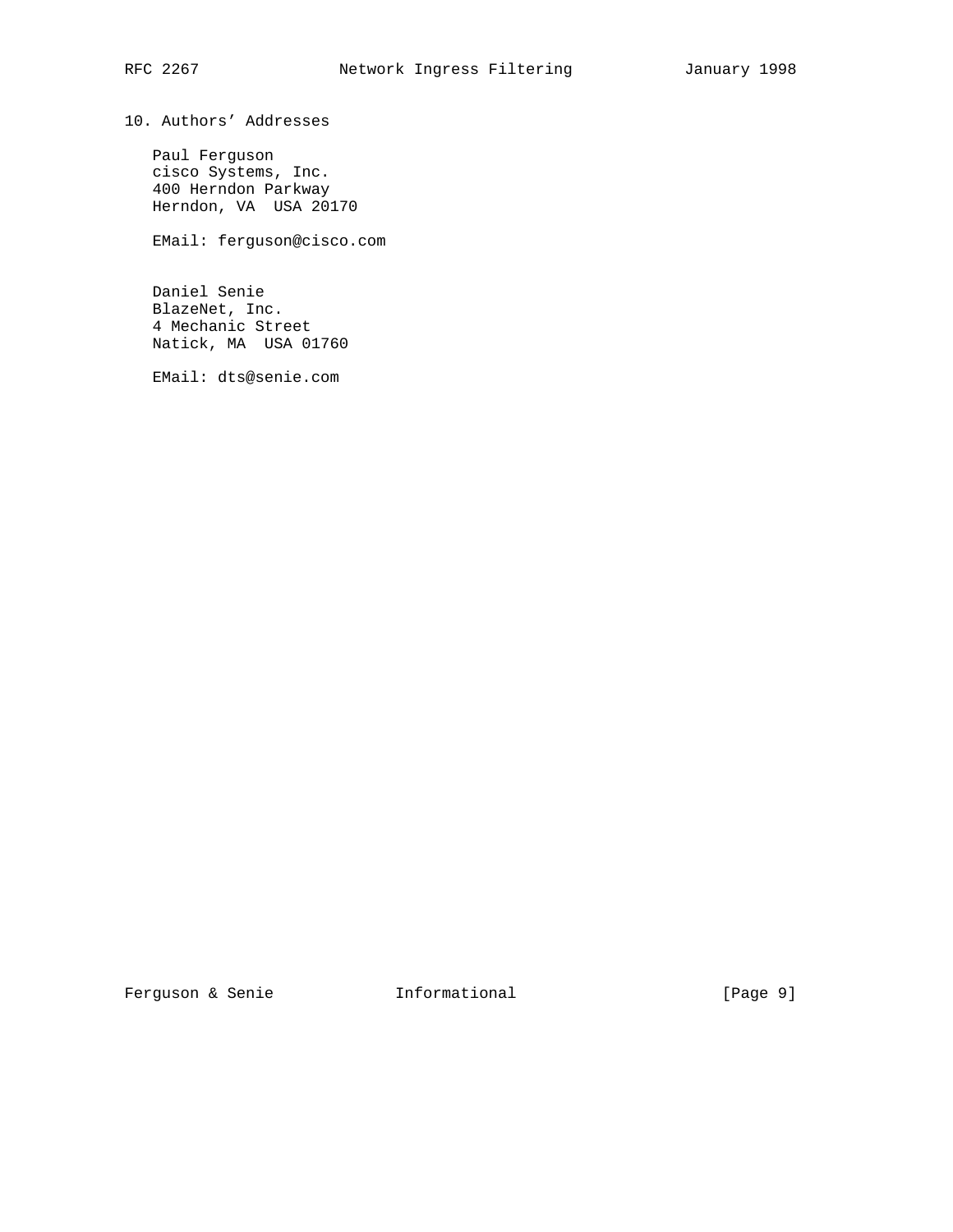## 10. Authors' Addresses

Paul Ferguson
cisco Systems, Inc.
400 Herndon Parkway
Herndon, VA  USA 20170

EMail: ferguson@cisco.com

Daniel Senie
BlazeNet, Inc.
4 Mechanic Street
Natick, MA  USA 01760

EMail: dts@senie.com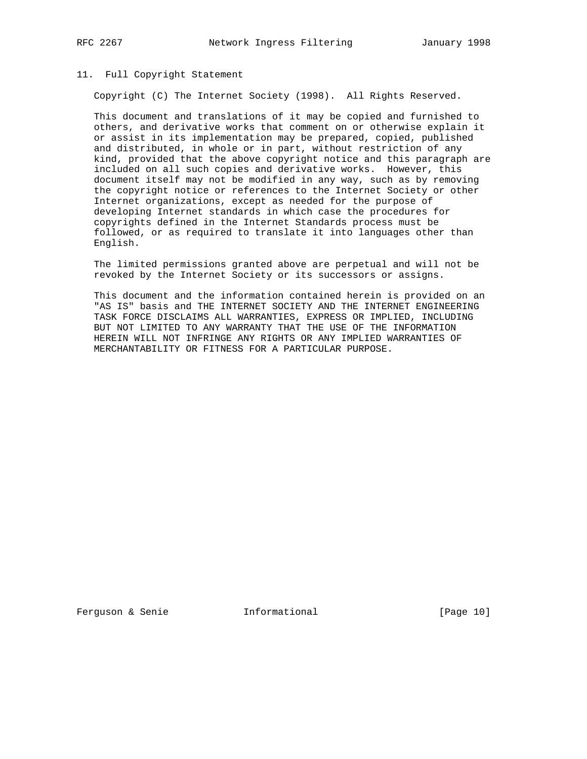## 11. Full Copyright Statement

Copyright (C) The Internet Society (1998). All Rights Reserved.

This document and translations of it may be copied and furnished to others, and derivative works that comment on or otherwise explain it or assist in its implementation may be prepared, copied, published and distributed, in whole or in part, without restriction of any kind, provided that the above copyright notice and this paragraph are included on all such copies and derivative works. However, this document itself may not be modified in any way, such as by removing the copyright notice or references to the Internet Society or other Internet organizations, except as needed for the purpose of developing Internet standards in which case the procedures for copyrights defined in the Internet Standards process must be followed, or as required to translate it into languages other than English.

The limited permissions granted above are perpetual and will not be revoked by the Internet Society or its successors or assigns.

This document and the information contained herein is provided on an "AS IS" basis and THE INTERNET SOCIETY AND THE INTERNET ENGINEERING TASK FORCE DISCLAIMS ALL WARRANTIES, EXPRESS OR IMPLIED, INCLUDING BUT NOT LIMITED TO ANY WARRANTY THAT THE USE OF THE INFORMATION HEREIN WILL NOT INFRINGE ANY RIGHTS OR ANY IMPLIED WARRANTIES OF MERCHANTABILITY OR FITNESS FOR A PARTICULAR PURPOSE.